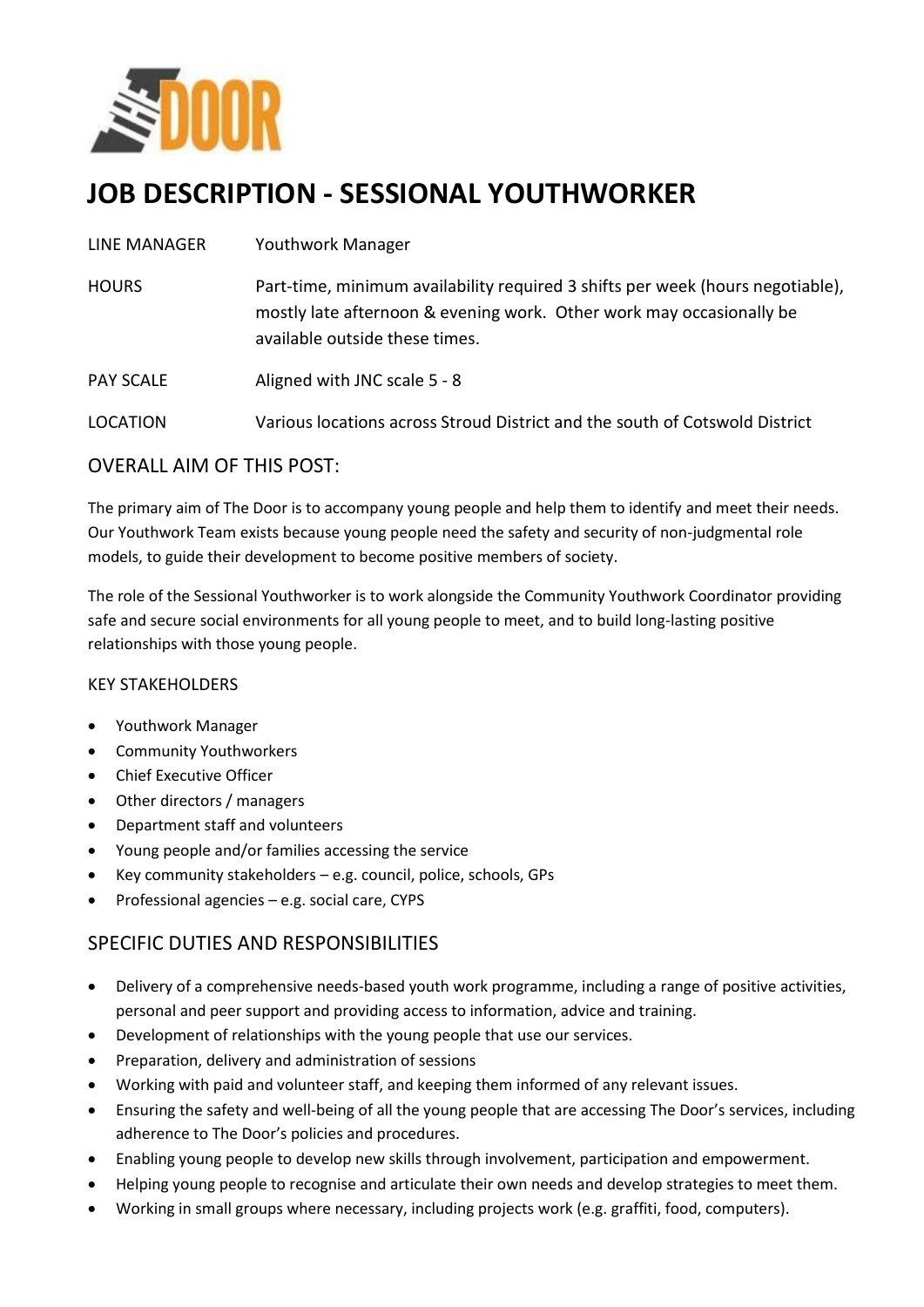THE DOOR

# JOB DESCRIPTION - SESSIONAL YOUTHWORKER

| | |
|---|---|
| LINE MANAGER | Youthwork Manager |
| HOURS | Part-time, minimum availability required 3 shifts per week (hours negotiable), mostly late afternoon & evening work. Other work may occasionally be available outside these times. |
| PAY SCALE | Aligned with JNC scale 5 - 8 |
| LOCATION | Various locations across Stroud District and the south of Cotswold District |

## OVERALL AIM OF THIS POST:

The primary aim of The Door is to accompany young people and help them to identify and meet their needs. Our Youthwork Team exists because young people need the safety and security of non-judgmental role models, to guide their development to become positive members of society.

The role of the Sessional Youthworker is to work alongside the Community Youthwork Coordinator providing safe and secure social environments for all young people to meet, and to build long-lasting positive relationships with those young people.

### KEY STAKEHOLDERS

- Youthwork Manager
- Community Youthworkers
- Chief Executive Officer
- Other directors / managers
- Department staff and volunteers
- Young people and/or families accessing the service
- Key community stakeholders – e.g. council, police, schools, GPs
- Professional agencies – e.g. social care, CYPS

## SPECIFIC DUTIES AND RESPONSIBILITIES

- Delivery of a comprehensive needs-based youth work programme, including a range of positive activities, personal and peer support and providing access to information, advice and training.
- Development of relationships with the young people that use our services.
- Preparation, delivery and administration of sessions
- Working with paid and volunteer staff, and keeping them informed of any relevant issues.
- Ensuring the safety and well-being of all the young people that are accessing The Door's services, including adherence to The Door's policies and procedures.
- Enabling young people to develop new skills through involvement, participation and empowerment.
- Helping young people to recognise and articulate their own needs and develop strategies to meet them.
- Working in small groups where necessary, including projects work (e.g. graffiti, food, computers).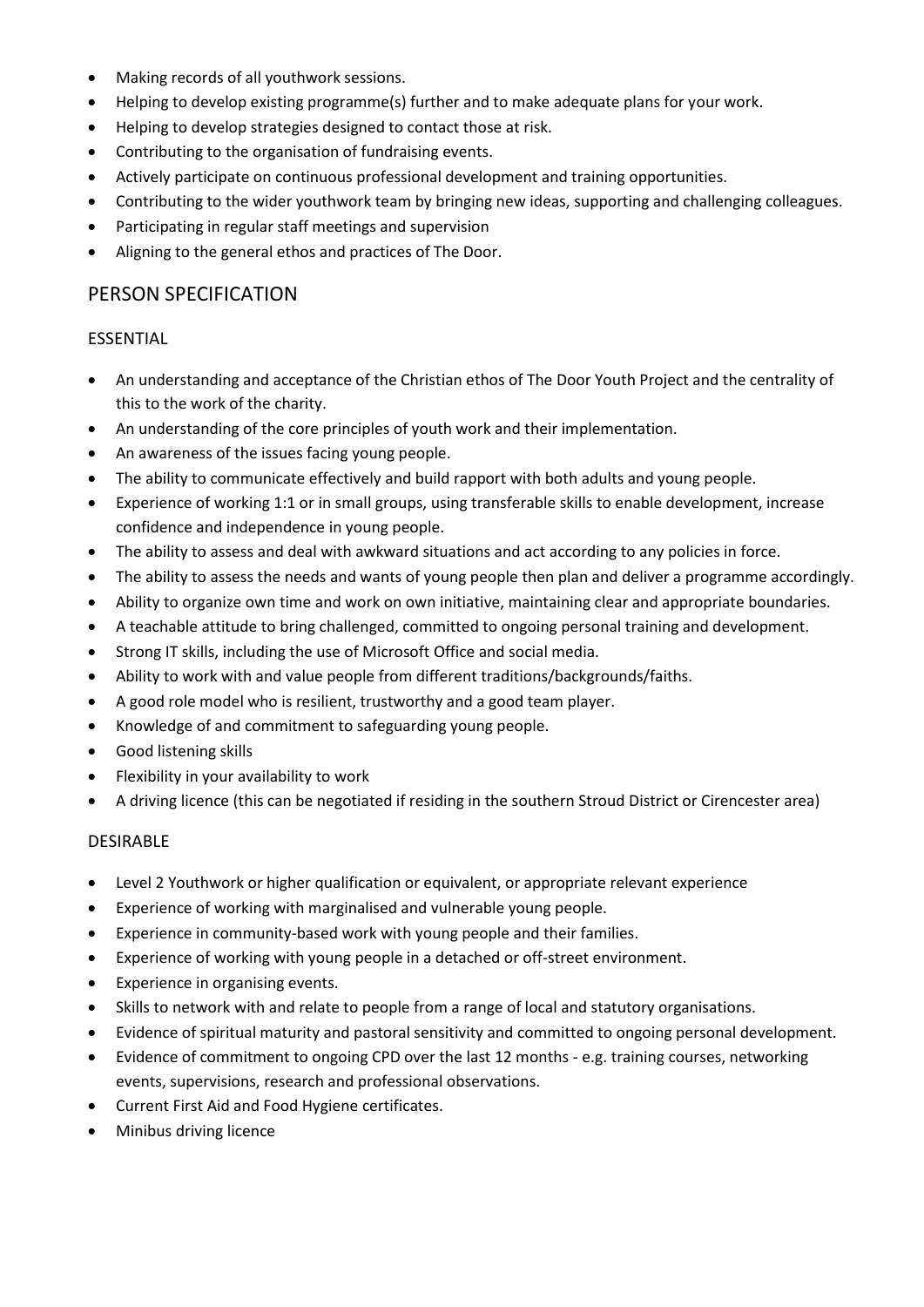- Making records of all youthwork sessions.
- Helping to develop existing programme(s) further and to make adequate plans for your work.
- Helping to develop strategies designed to contact those at risk.
- Contributing to the organisation of fundraising events.
- Actively participate on continuous professional development and training opportunities.
- Contributing to the wider youthwork team by bringing new ideas, supporting and challenging colleagues.
- Participating in regular staff meetings and supervision
- Aligning to the general ethos and practices of The Door.

## PERSON SPECIFICATION

### ESSENTIAL

- An understanding and acceptance of the Christian ethos of The Door Youth Project and the centrality of this to the work of the charity.
- An understanding of the core principles of youth work and their implementation.
- An awareness of the issues facing young people.
- The ability to communicate effectively and build rapport with both adults and young people.
- Experience of working 1:1 or in small groups, using transferable skills to enable development, increase confidence and independence in young people.
- The ability to assess and deal with awkward situations and act according to any policies in force.
- The ability to assess the needs and wants of young people then plan and deliver a programme accordingly.
- Ability to organize own time and work on own initiative, maintaining clear and appropriate boundaries.
- A teachable attitude to bring challenged, committed to ongoing personal training and development.
- Strong IT skills, including the use of Microsoft Office and social media.
- Ability to work with and value people from different traditions/backgrounds/faiths.
- A good role model who is resilient, trustworthy and a good team player.
- Knowledge of and commitment to safeguarding young people.
- Good listening skills
- Flexibility in your availability to work
- A driving licence (this can be negotiated if residing in the southern Stroud District or Cirencester area)

### DESIRABLE

- Level 2 Youthwork or higher qualification or equivalent, or appropriate relevant experience
- Experience of working with marginalised and vulnerable young people.
- Experience in community-based work with young people and their families.
- Experience of working with young people in a detached or off-street environment.
- Experience in organising events.
- Skills to network with and relate to people from a range of local and statutory organisations.
- Evidence of spiritual maturity and pastoral sensitivity and committed to ongoing personal development.
- Evidence of commitment to ongoing CPD over the last 12 months - e.g. training courses, networking events, supervisions, research and professional observations.
- Current First Aid and Food Hygiene certificates.
- Minibus driving licence